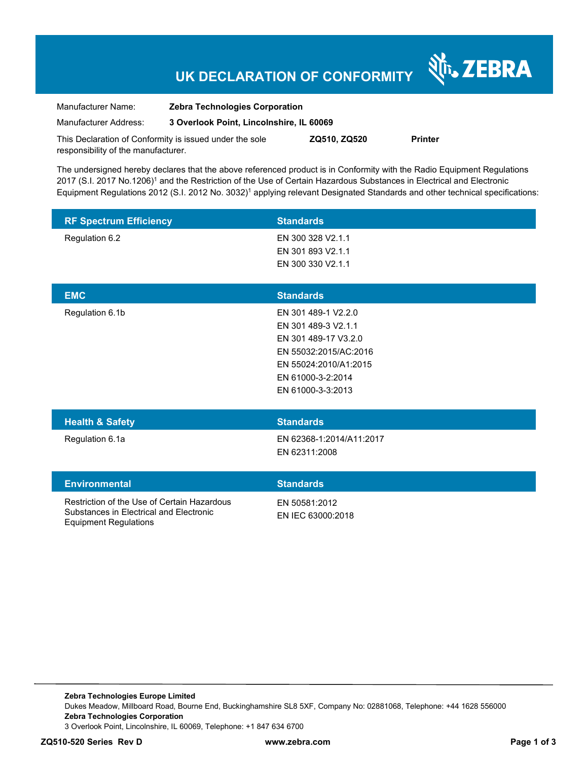# UK DECLARATION OF CONFORMITY

ZEBRA

| | |
|---|---|
| Manufacturer Name: | **Zebra Technologies Corporation** |
| Manufacturer Address: | **3 Overlook Point, Lincolnshire, IL 60069** |

This Declaration of Conformity is issued under the sole responsibility of the manufacturer. **ZQ510, ZQ520** **Printer**

The undersigned hereby declares that the above referenced product is in Conformity with the Radio Equipment Regulations 2017 (S.I. 2017 No.1206)[1] and the Restriction of the Use of Certain Hazardous Substances in Electrical and Electronic Equipment Regulations 2012 (S.I. 2012 No. 3032)[1] applying relevant Designated Standards and other technical specifications:

| RF Spectrum Efficiency | Standards |
|---|---|
| Regulation 6.2 | EN 300 328 V2.1.1<br>EN 301 893 V2.1.1<br>EN 300 330 V2.1.1 |

| EMC | Standards |
|---|---|
| Regulation 6.1b | EN 301 489-1 V2.2.0<br>EN 301 489-3 V2.1.1<br>EN 301 489-17 V3.2.0<br>EN 55032:2015/AC:2016<br>EN 55024:2010/A1:2015<br>EN 61000-3-2:2014<br>EN 61000-3-3:2013 |

| Health & Safety | Standards |
|---|---|
| Regulation 6.1a | EN 62368-1:2014/A11:2017<br>EN 62311:2008 |

| Environmental | Standards |
|---|---|
| Restriction of the Use of Certain Hazardous Substances in Electrical and Electronic Equipment Regulations | EN 50581:2012<br>EN IEC 63000:2018 |

**Zebra Technologies Europe Limited**
Dukes Meadow, Millboard Road, Bourne End, Buckinghamshire SL8 5XF, Company No: 02881068, Telephone: +44 1628 556000
**Zebra Technologies Corporation**
3 Overlook Point, Lincolnshire, IL 60069, Telephone: +1 847 634 6700

**ZQ510-520 Series Rev D** **www.zebra.com**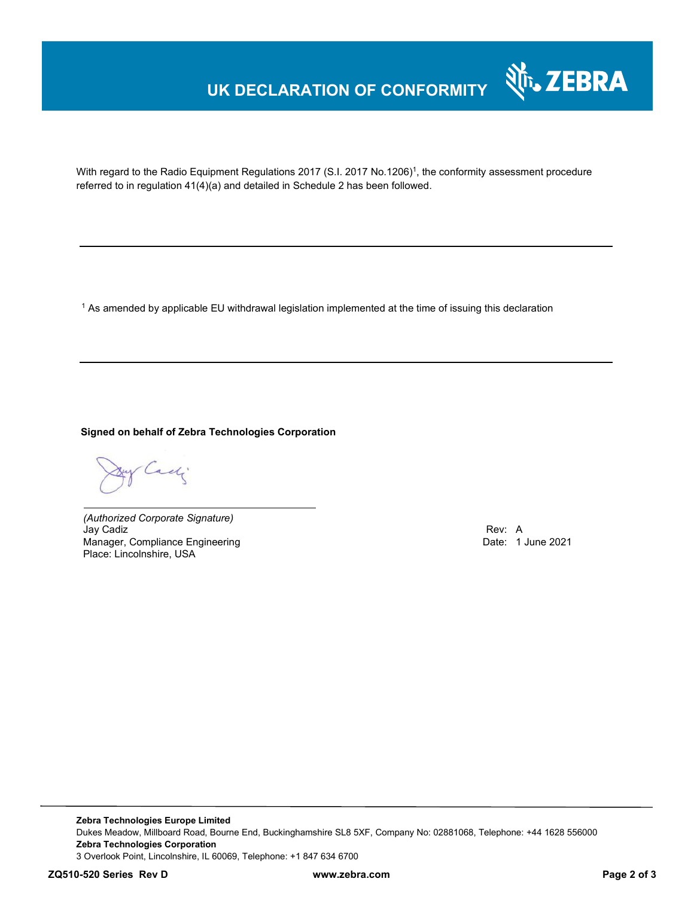# UK DECLARATION OF CONFORMITY

With regard to the Radio Equipment Regulations 2017 (S.I. 2017 No.1206)[1], the conformity assessment procedure referred to in regulation 41(4)(a) and detailed in Schedule 2 has been followed.

---

[1] As amended by applicable EU withdrawal legislation implemented at the time of issuing this declaration

---

**Signed on behalf of Zebra Technologies Corporation**

*(Authorized Corporate Signature)*
Jay Cadiz
Manager, Compliance Engineering
Place: Lincolnshire, USA

Rev: A
Date: 1 June 2021

**Zebra Technologies Europe Limited**
Dukes Meadow, Millboard Road, Bourne End, Buckinghamshire SL8 5XF, Company No: 02881068, Telephone: +44 1628 556000
**Zebra Technologies Corporation**
3 Overlook Point, Lincolnshire, IL 60069, Telephone: +1 847 634 6700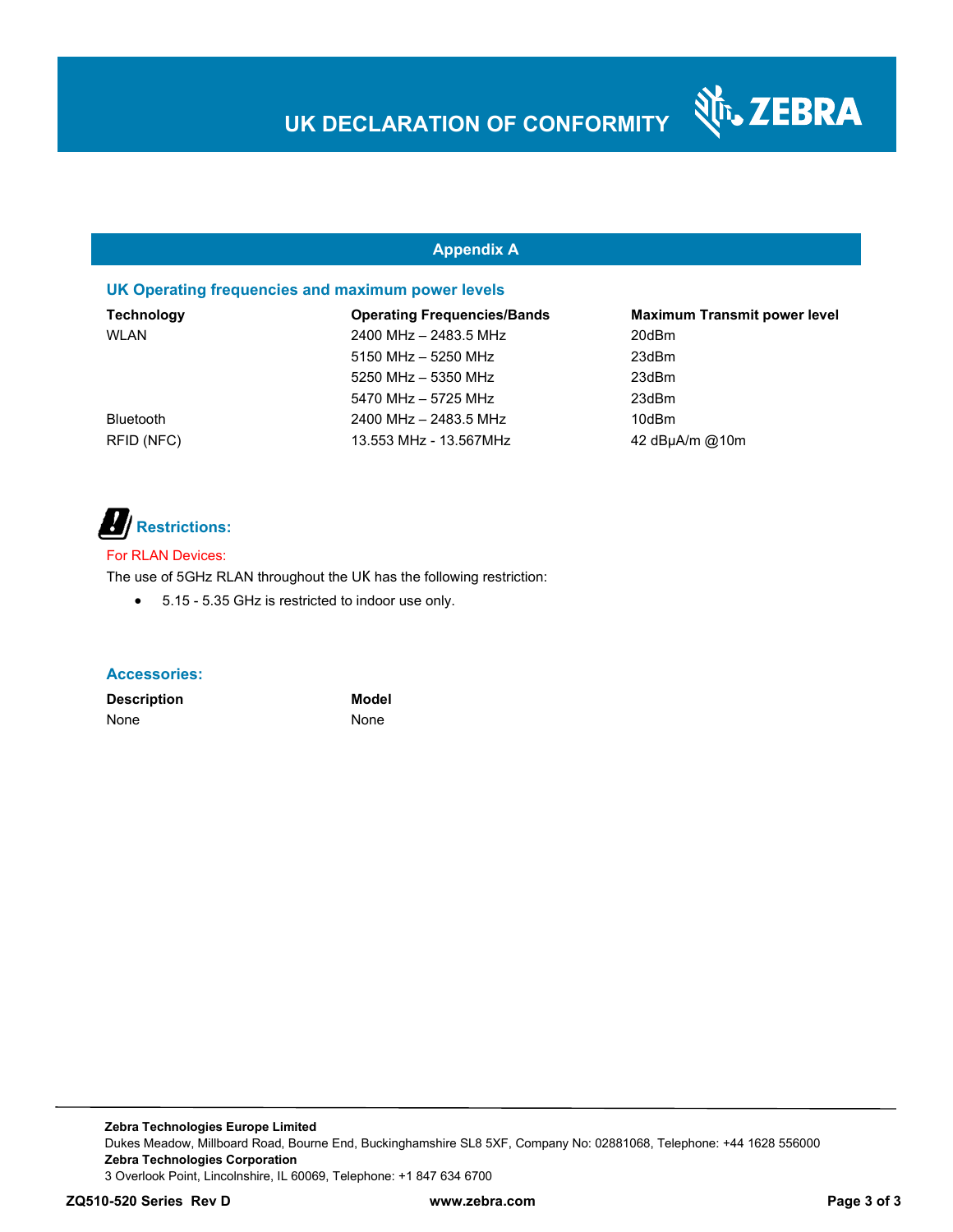# UK DECLARATION OF CONFORMITY

## Appendix A

### UK Operating frequencies and maximum power levels

| Technology | Operating Frequencies/Bands | Maximum Transmit power level |
|---|---|---|
| WLAN | 2400 MHz – 2483.5 MHz | 20dBm |
| | 5150 MHz – 5250 MHz | 23dBm |
| | 5250 MHz – 5350 MHz | 23dBm |
| | 5470 MHz – 5725 MHz | 23dBm |
| Bluetooth | 2400 MHz – 2483.5 MHz | 10dBm |
| RFID (NFC) | 13.553 MHz - 13.567MHz | 42 dBμA/m @10m |

### Restrictions:

For RLAN Devices:

The use of 5GHz RLAN throughout the UK has the following restriction:

- 5.15 - 5.35 GHz is restricted to indoor use only.

### Accessories:

| Description | Model |
|---|---|
| None | None |

**Zebra Technologies Europe Limited**
Dukes Meadow, Millboard Road, Bourne End, Buckinghamshire SL8 5XF, Company No: 02881068, Telephone: +44 1628 556000
**Zebra Technologies Corporation**
3 Overlook Point, Lincolnshire, IL 60069, Telephone: +1 847 634 6700

**ZQ510-520 Series Rev D** **www.zebra.com**